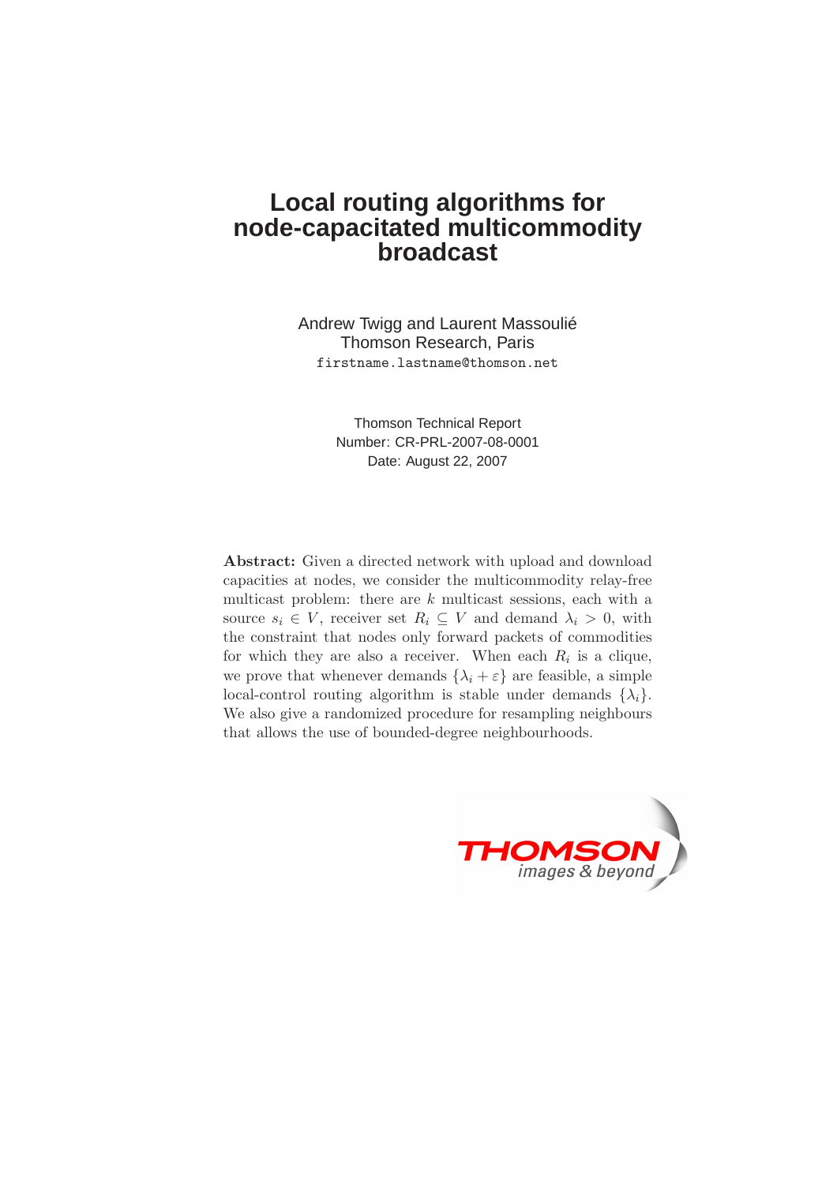# Local routing algorithms for node-capacitated multicommodity broadcast

Andrew Twigg and Laurent Massoulié
Thomson Research, Paris
firstname.lastname@thomson.net

Thomson Technical Report
Number: CR-PRL-2007-08-0001
Date: August 22, 2007

**Abstract:** Given a directed network with upload and download capacities at nodes, we consider the multicommodity relay-free multicast problem: there are $k$ multicast sessions, each with a source $s_i \in V$, receiver set $R_i \subseteq V$ and demand $\lambda_i > 0$, with the constraint that nodes only forward packets of commodities for which they are also a receiver. When each $R_i$ is a clique, we prove that whenever demands $\{\lambda_i + \varepsilon\}$ are feasible, a simple local-control routing algorithm is stable under demands $\{\lambda_i\}$. We also give a randomized procedure for resampling neighbours that allows the use of bounded-degree neighbourhoods.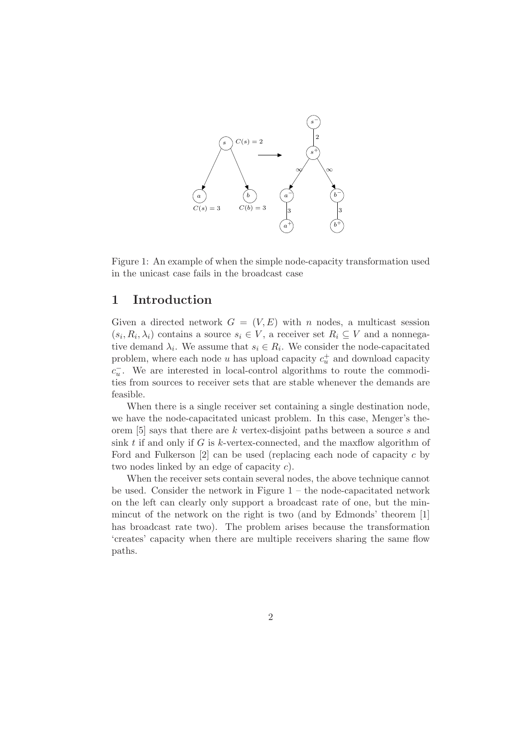Figure 1: An example of when the simple node-capacity transformation used in the unicast case fails in the broadcast case

## 1 Introduction

Given a directed network $G = (V, E)$ with $n$ nodes, a multicast session $(s_i, R_i, \lambda_i)$ contains a source $s_i \in V$, a receiver set $R_i \subseteq V$ and a nonnegative demand $\lambda_i$. We assume that $s_i \in R_i$. We consider the node-capacitated problem, where each node $u$ has upload capacity $c_u^+$ and download capacity $c_u^-$. We are interested in local-control algorithms to route the commodities from sources to receiver sets that are stable whenever the demands are feasible.

When there is a single receiver set containing a single destination node, we have the node-capacitated unicast problem. In this case, Menger's theorem [5] says that there are $k$ vertex-disjoint paths between a source $s$ and sink $t$ if and only if $G$ is $k$-vertex-connected, and the maxflow algorithm of Ford and Fulkerson [2] can be used (replacing each node of capacity $c$ by two nodes linked by an edge of capacity $c$).

When the receiver sets contain several nodes, the above technique cannot be used. Consider the network in Figure 1 – the node-capacitated network on the left can clearly only support a broadcast rate of one, but the mincut of the network on the right is two (and by Edmonds' theorem [1] has broadcast rate two). The problem arises because the transformation 'creates' capacity when there are multiple receivers sharing the same flow paths.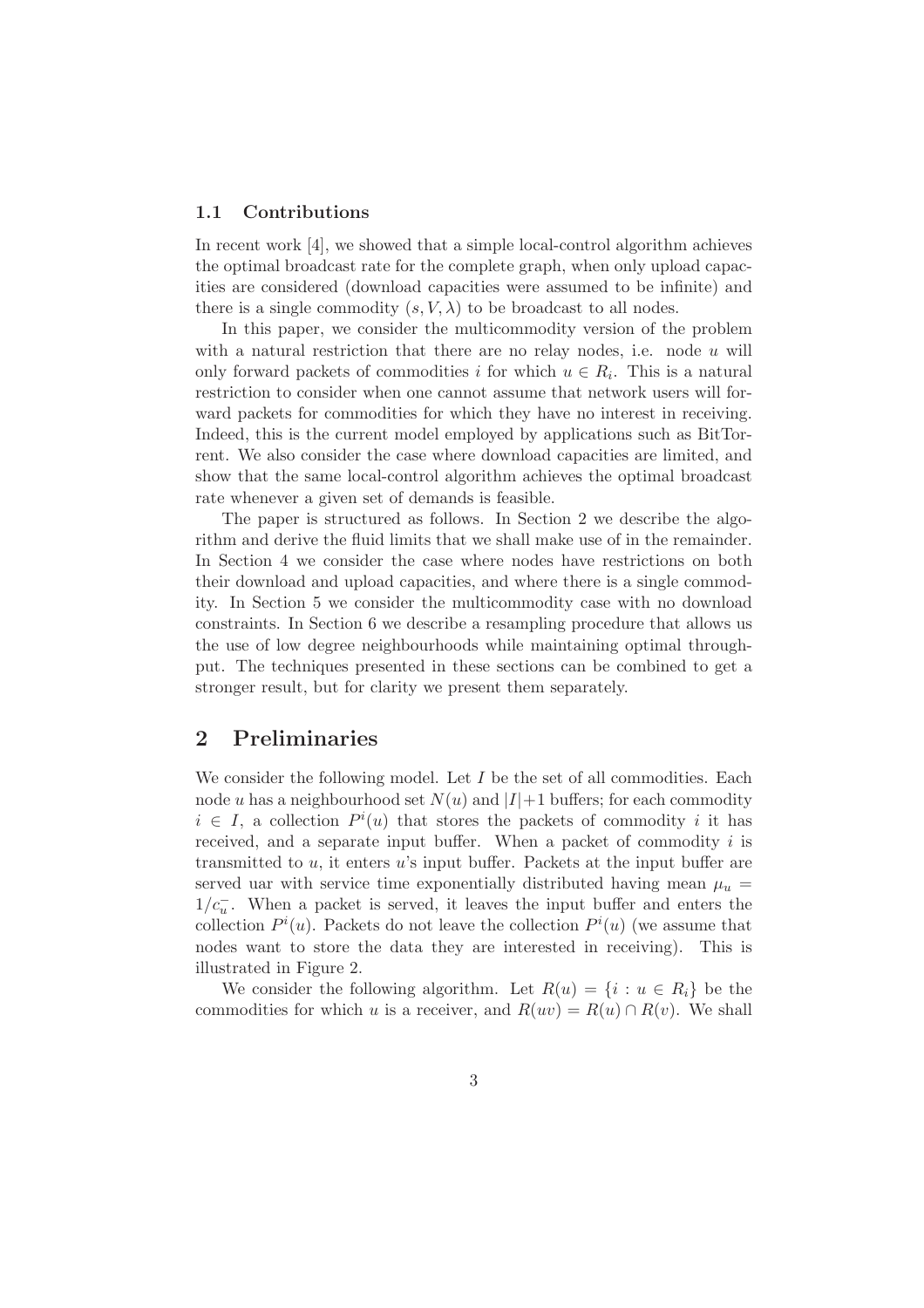### 1.1 Contributions

In recent work [4], we showed that a simple local-control algorithm achieves the optimal broadcast rate for the complete graph, when only upload capacities are considered (download capacities were assumed to be infinite) and there is a single commodity $(s, V, \lambda)$ to be broadcast to all nodes.

In this paper, we consider the multicommodity version of the problem with a natural restriction that there are no relay nodes, i.e. node $u$ will only forward packets of commodities $i$ for which $u \in R_i$. This is a natural restriction to consider when one cannot assume that network users will forward packets for commodities for which they have no interest in receiving. Indeed, this is the current model employed by applications such as BitTorrent. We also consider the case where download capacities are limited, and show that the same local-control algorithm achieves the optimal broadcast rate whenever a given set of demands is feasible.

The paper is structured as follows. In Section 2 we describe the algorithm and derive the fluid limits that we shall make use of in the remainder. In Section 4 we consider the case where nodes have restrictions on both their download and upload capacities, and where there is a single commodity. In Section 5 we consider the multicommodity case with no download constraints. In Section 6 we describe a resampling procedure that allows us the use of low degree neighbourhoods while maintaining optimal throughput. The techniques presented in these sections can be combined to get a stronger result, but for clarity we present them separately.

## 2 Preliminaries

We consider the following model. Let $I$ be the set of all commodities. Each node $u$ has a neighbourhood set $N(u)$ and $|I|+1$ buffers; for each commodity $i \in I$, a collection $P^i(u)$ that stores the packets of commodity $i$ it has received, and a separate input buffer. When a packet of commodity $i$ is transmitted to $u$, it enters $u$'s input buffer. Packets at the input buffer are served uar with service time exponentially distributed having mean $\mu_u = 1/c_u^-$. When a packet is served, it leaves the input buffer and enters the collection $P^i(u)$. Packets do not leave the collection $P^i(u)$ (we assume that nodes want to store the data they are interested in receiving). This is illustrated in Figure 2.

We consider the following algorithm. Let $R(u) = \{i : u \in R_i\}$ be the commodities for which $u$ is a receiver, and $R(uv) = R(u) \cap R(v)$. We shall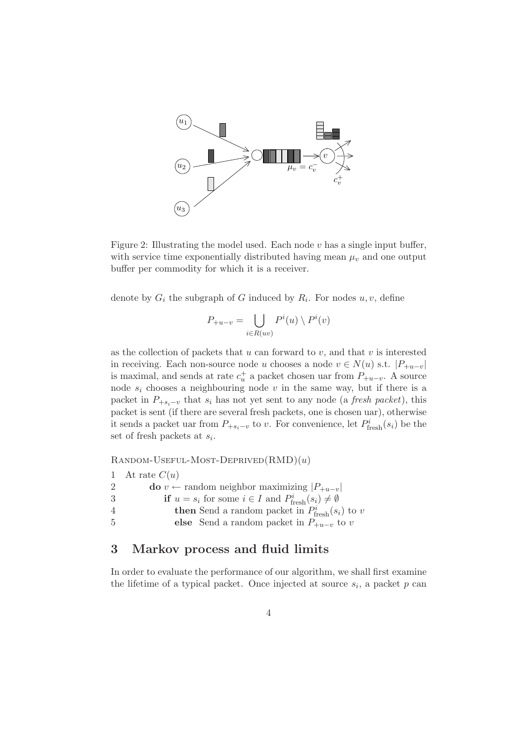Figure 2: Illustrating the model used. Each node $v$ has a single input buffer, with service time exponentially distributed having mean $\mu_v$ and one output buffer per commodity for which it is a receiver.

denote by $G_i$ the subgraph of $G$ induced by $R_i$. For nodes $u, v$, define

$$P_{+u-v} = \bigcup_{i \in R(uv)} P^i(u) \setminus P^i(v)$$

as the collection of packets that $u$ can forward to $v$, and that $v$ is interested in receiving. Each non-source node $u$ chooses a node $v \in N(u)$ s.t. $|P_{+u-v}|$ is maximal, and sends at rate $c_u^+$ a packet chosen uar from $P_{+u-v}$. A source node $s_i$ chooses a neighbouring node $v$ in the same way, but if there is a packet in $P_{+s_i-v}$ that $s_i$ has not yet sent to any node (a *fresh packet*), this packet is sent (if there are several fresh packets, one is chosen uar), otherwise it sends a packet uar from $P_{+s_i-v}$ to $v$. For convenience, let $P^i_{\text{fresh}}(s_i)$ be the set of fresh packets at $s_i$.

```
Random-Useful-Most-Deprived(RMD)(u)
1  At rate C(u)
2      do v ← random neighbor maximizing |P_{+u-v}|
3          if u = s_i for some i ∈ I and P^i_fresh(s_i) ≠ ∅
4              then Send a random packet in P^i_fresh(s_i) to v
5              else Send a random packet in P_{+u-v} to v
```

## 3 Markov process and fluid limits

In order to evaluate the performance of our algorithm, we shall first examine the lifetime of a typical packet. Once injected at source $s_i$, a packet $p$ can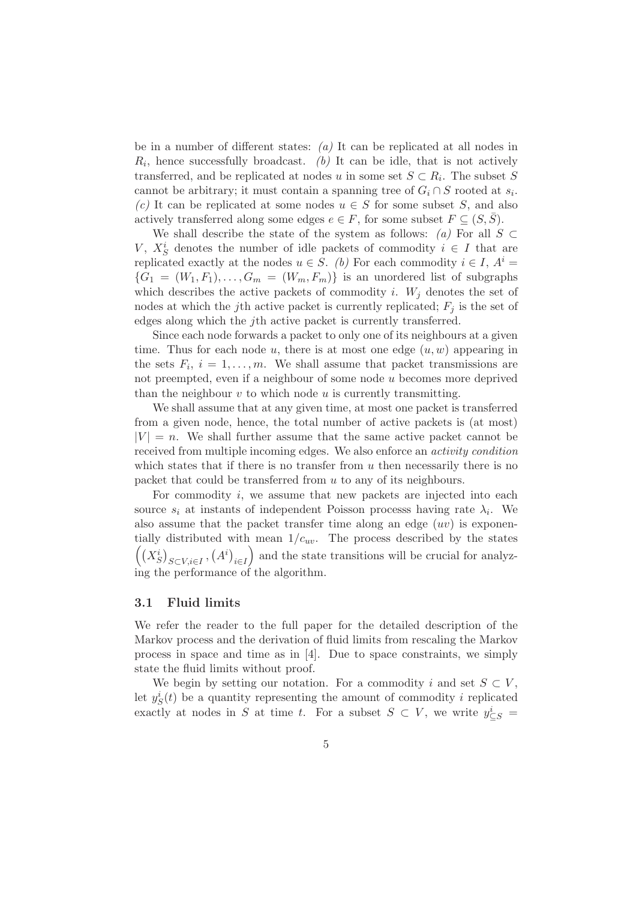be in a number of different states: *(a)* It can be replicated at all nodes in $R_i$, hence successfully broadcast. *(b)* It can be idle, that is not actively transferred, and be replicated at nodes $u$ in some set $S \subset R_i$. The subset $S$ cannot be arbitrary; it must contain a spanning tree of $G_i \cap S$ rooted at $s_i$. *(c)* It can be replicated at some nodes $u \in S$ for some subset $S$, and also actively transferred along some edges $e \in F$, for some subset $F \subseteq (S, \bar{S})$.

We shall describe the state of the system as follows: *(a)* For all $S \subset V$, $X_S^i$ denotes the number of idle packets of commodity $i \in I$ that are replicated exactly at the nodes $u \in S$. *(b)* For each commodity $i \in I$, $A^i = \{G_1 = (W_1, F_1), \ldots, G_m = (W_m, F_m)\}$ is an unordered list of subgraphs which describes the active packets of commodity $i$. $W_j$ denotes the set of nodes at which the $j$th active packet is currently replicated; $F_j$ is the set of edges along which the $j$th active packet is currently transferred.

Since each node forwards a packet to only one of its neighbours at a given time. Thus for each node $u$, there is at most one edge $(u, w)$ appearing in the sets $F_i$, $i = 1, \ldots, m$. We shall assume that packet transmissions are not preempted, even if a neighbour of some node $u$ becomes more deprived than the neighbour $v$ to which node $u$ is currently transmitting.

We shall assume that at any given time, at most one packet is transferred from a given node, hence, the total number of active packets is (at most) $|V| = n$. We shall further assume that the same active packet cannot be received from multiple incoming edges. We also enforce an *activity condition* which states that if there is no transfer from $u$ then necessarily there is no packet that could be transferred from $u$ to any of its neighbours.

For commodity $i$, we assume that new packets are injected into each source $s_i$ at instants of independent Poisson processs having rate $\lambda_i$. We also assume that the packet transfer time along an edge $(uv)$ is exponentially distributed with mean $1/c_{uv}$. The process described by the states $\left( \left(X_S^i\right)_{S \subset V, i \in I}, \left(A^i\right)_{i \in I} \right)$ and the state transitions will be crucial for analyzing the performance of the algorithm.

## 3.1 Fluid limits

We refer the reader to the full paper for the detailed description of the Markov process and the derivation of fluid limits from rescaling the Markov process in space and time as in [4]. Due to space constraints, we simply state the fluid limits without proof.

We begin by setting our notation. For a commodity $i$ and set $S \subset V$, let $y_S^i(t)$ be a quantity representing the amount of commodity $i$ replicated exactly at nodes in $S$ at time $t$. For a subset $S \subset V$, we write $y_{\subseteq S}^i =$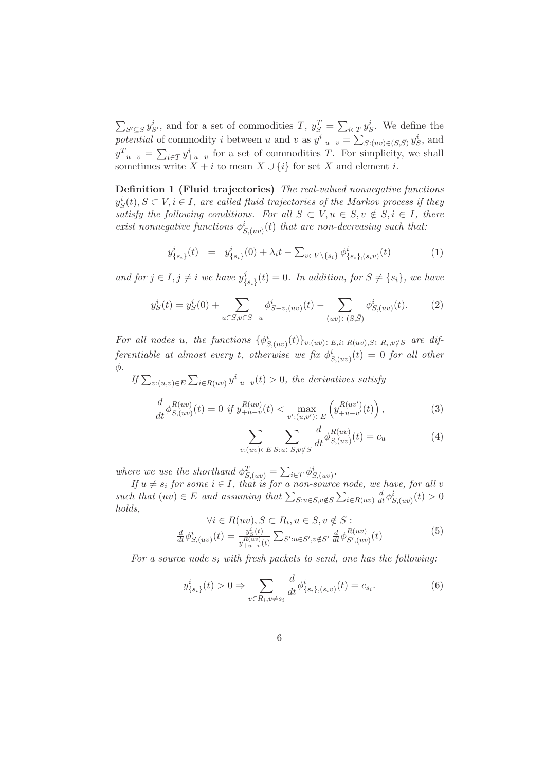$\sum_{S' \subseteq S} y^i_{S'}$, and for a set of commodities $T$, $y^T_S = \sum_{i \in T} y^i_S$. We define the *potential* of commodity $i$ between $u$ and $v$ as $y^i_{+u-v} = \sum_{S:(uv) \in (S,\bar{S})} y^i_S$, and $y^T_{+u-v} = \sum_{i \in T} y^i_{+u-v}$ for a set of commodities $T$. For simplicity, we shall sometimes write $X + i$ to mean $X \cup \{i\}$ for set $X$ and element $i$.

**Definition 1 (Fluid trajectories)** *The real-valued nonnegative functions $y^i_S(t), S \subset V, i \in I$, are called fluid trajectories of the Markov process if they satisfy the following conditions. For all $S \subset V, u \in S, v \notin S, i \in I$, there exist nonnegative functions $\phi^i_{S,(uv)}(t)$ that are non-decreasing such that:*

$$y^i_{\{s_i\}}(t) \;\; = \;\; y^i_{\{s_i\}}(0) + \lambda_i t - \textstyle\sum_{v \in V \setminus \{s_i\}} \phi^i_{\{s_i\},(s_i v)}(t) \tag{1}$$

*and for $j \in I, j \neq i$ we have $y^j_{\{s_i\}}(t) = 0$. In addition, for $S \neq \{s_i\}$, we have*

$$y^i_S(t) = y^i_S(0) + \sum_{u \in S, v \in S-u} \phi^i_{S-v,(uv)}(t) - \sum_{(uv) \in (S,\bar{S})} \phi^i_{S,(uv)}(t). \tag{2}$$

*For all nodes $u$, the functions $\{\phi^i_{S,(uv)}(t)\}_{v:(uv) \in E, i \in R(uv), S \subset R_i, v \notin S}$ are differentiable at almost every $t$, otherwise we fix $\phi^i_{S,(uv)}(t) = 0$ for all other $\phi$.*

*If $\sum_{v:(u,v) \in E} \sum_{i \in R(uv)} y^i_{+u-v}(t) > 0$, the derivatives satisfy*

$$\frac{d}{dt}\phi^{R(uv)}_{S,(uv)}(t) = 0 \text{ if } y^{R(uv)}_{+u-v}(t) < \max_{v':(u,v') \in E}\left(y^{R(uv')}_{+u-v'}(t)\right), \tag{3}$$

$$\sum_{v:(uv) \in E} \sum_{S: u \in S, v \notin S} \frac{d}{dt}\phi^{R(uv)}_{S,(uv)}(t) = c_u \tag{4}$$

*where we use the shorthand $\phi^T_{S,(uv)} = \sum_{i \in T} \phi^i_{S,(uv)}$.*

*If $u \neq s_i$ for some $i \in I$, that is for a non-source node, we have, for all $v$ such that $(uv) \in E$ and assuming that $\sum_{S: u \in S, v \notin S} \sum_{i \in R(uv)} \frac{d}{dt}\phi^i_{S,(uv)}(t) > 0$ holds,*

$$\begin{gathered} \forall i \in R(uv), S \subset R_i, u \in S, v \notin S: \\ \frac{d}{dt}\phi^i_{S,(uv)}(t) = \frac{y^i_S(t)}{y^{R(uv)}_{+u-v}(t)} \sum_{S': u \in S', v \notin S'} \frac{d}{dt}\phi^{R(uv)}_{S',(uv)}(t) \end{gathered} \tag{5}$$

*For a source node $s_i$ with fresh packets to send, one has the following:*

$$y^i_{\{s_i\}}(t) > 0 \Rightarrow \sum_{v \in R_i, v \neq s_i} \frac{d}{dt}\phi^i_{\{s_i\},(s_i v)}(t) = c_{s_i}. \tag{6}$$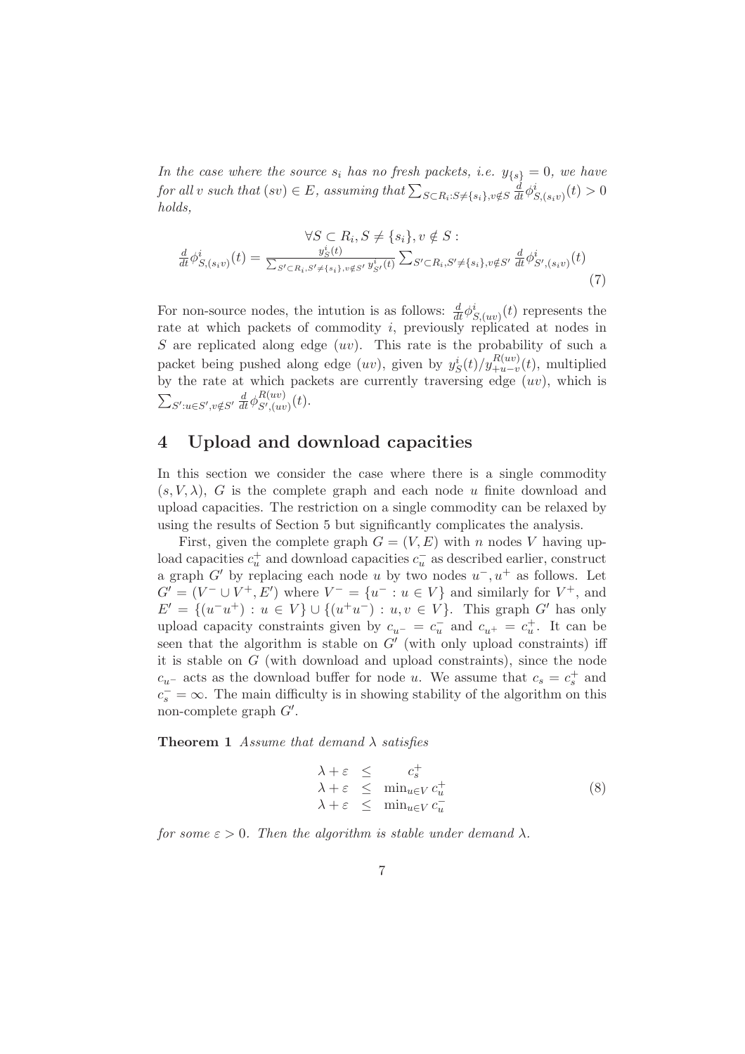*In the case where the source $s_i$ has no fresh packets, i.e. $y_{\{s\}} = 0$, we have for all $v$ such that $(sv) \in E$, assuming that $\sum_{S \subset R_i : S \neq \{s_i\}, v \notin S} \frac{d}{dt}\phi^i_{S,(s_i v)}(t) > 0$ holds,*

$$
\forall S \subset R_i, S \neq \{s_i\}, v \notin S :
$$

$$
\frac{d}{dt}\phi^i_{S,(s_i v)}(t) = \frac{y^i_S(t)}{\sum_{S' \subset R_i, S' \neq \{s_i\}, v \notin S'} y^i_{S'}(t)} \sum_{S' \subset R_i, S' \neq \{s_i\}, v \notin S'} \frac{d}{dt}\phi^i_{S',(s_i v)}(t) \tag{7}
$$

For non-source nodes, the intution is as follows: $\frac{d}{dt}\phi^i_{S,(uv)}(t)$ represents the rate at which packets of commodity $i$, previously replicated at nodes in $S$ are replicated along edge $(uv)$. This rate is the probability of such a packet being pushed along edge $(uv)$, given by $y^i_S(t)/y^{R(uv)}_{+u-v}(t)$, multiplied by the rate at which packets are currently traversing edge $(uv)$, which is $\sum_{S' : u \in S', v \notin S'} \frac{d}{dt}\phi^{R(uv)}_{S',(uv)}(t)$.

## 4 Upload and download capacities

In this section we consider the case where there is a single commodity $(s, V, \lambda)$, $G$ is the complete graph and each node $u$ finite download and upload capacities. The restriction on a single commodity can be relaxed by using the results of Section 5 but significantly complicates the analysis.

First, given the complete graph $G = (V, E)$ with $n$ nodes $V$ having upload capacities $c^+_u$ and download capacities $c^-_u$ as described earlier, construct a graph $G'$ by replacing each node $u$ by two nodes $u^-, u^+$ as follows. Let $G' = (V^- \cup V^+, E')$ where $V^- = \{u^- : u \in V\}$ and similarly for $V^+$, and $E' = \{(u^- u^+) : u \in V\} \cup \{(u^+ u^-) : u, v \in V\}$. This graph $G'$ has only upload capacity constraints given by $c_{u^-} = c^-_u$ and $c_{u^+} = c^+_u$. It can be seen that the algorithm is stable on $G'$ (with only upload constraints) iff it is stable on $G$ (with download and upload constraints), since the node $c_{u^-}$ acts as the download buffer for node $u$. We assume that $c_s = c^+_s$ and $c^-_s = \infty$. The main difficulty is in showing stability of the algorithm on this non-complete graph $G'$.

**Theorem 1** *Assume that demand $\lambda$ satisfies*

$$
\begin{array}{rcl}
\lambda + \varepsilon & \leq & c^+_s \\
\lambda + \varepsilon & \leq & \min_{u \in V} c^+_u \\
\lambda + \varepsilon & \leq & \min_{u \in V} c^-_u
\end{array} \tag{8}
$$

*for some $\varepsilon > 0$. Then the algorithm is stable under demand $\lambda$.*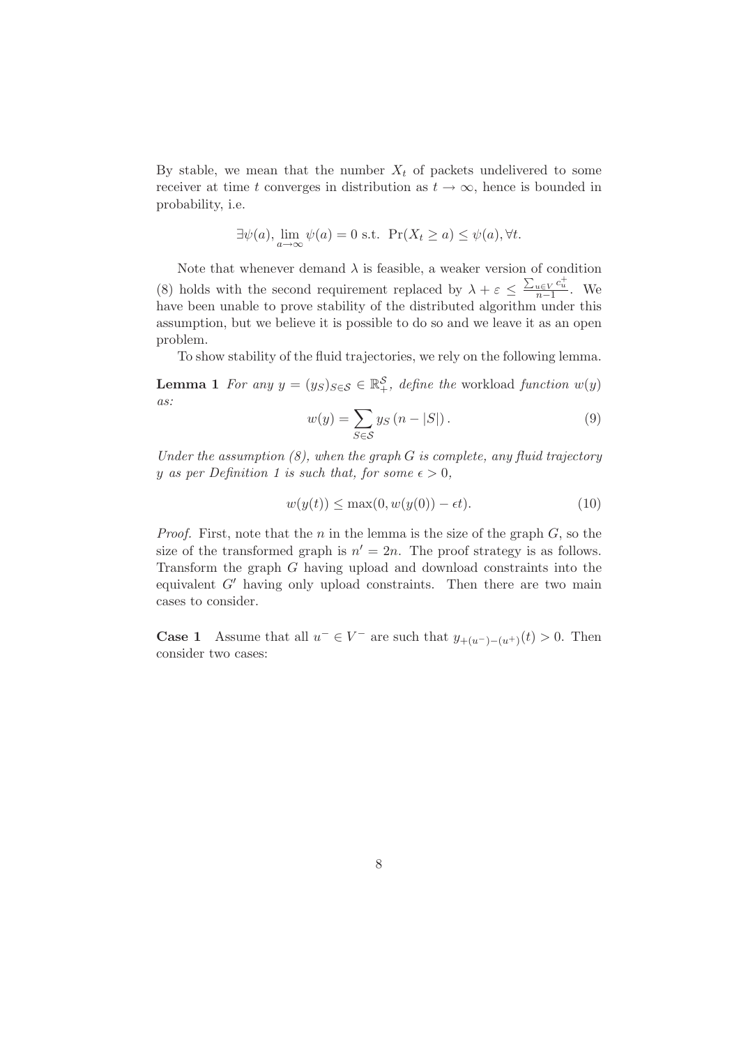By stable, we mean that the number $X_t$ of packets undelivered to some receiver at time $t$ converges in distribution as $t \to \infty$, hence is bounded in probability, i.e.

$$\exists \psi(a), \lim_{a \to \infty} \psi(a) = 0 \text{ s.t. } \Pr(X_t \geq a) \leq \psi(a), \forall t.$$

Note that whenever demand $\lambda$ is feasible, a weaker version of condition (8) holds with the second requirement replaced by $\lambda + \varepsilon \leq \frac{\sum_{u \in V} c_u^+}{n-1}$. We have been unable to prove stability of the distributed algorithm under this assumption, but we believe it is possible to do so and we leave it as an open problem.

To show stability of the fluid trajectories, we rely on the following lemma.

**Lemma 1** *For any $y = (y_S)_{S \in \mathcal{S}} \in \mathbb{R}_+^{\mathcal{S}}$, define the* workload *function $w(y)$ as:*

$$w(y) = \sum_{S \in \mathcal{S}} y_S \left(n - |S|\right). \tag{9}$$

*Under the assumption (8), when the graph $G$ is complete, any fluid trajectory $y$ as per Definition 1 is such that, for some $\epsilon > 0$,*

$$w(y(t)) \leq \max(0, w(y(0)) - \epsilon t). \tag{10}$$

*Proof.* First, note that the $n$ in the lemma is the size of the graph $G$, so the size of the transformed graph is $n' = 2n$. The proof strategy is as follows. Transform the graph $G$ having upload and download constraints into the equivalent $G'$ having only upload constraints. Then there are two main cases to consider.

**Case 1** Assume that all $u^- \in V^-$ are such that $y_{+(u^-)-(u^+)}(t) > 0$. Then consider two cases: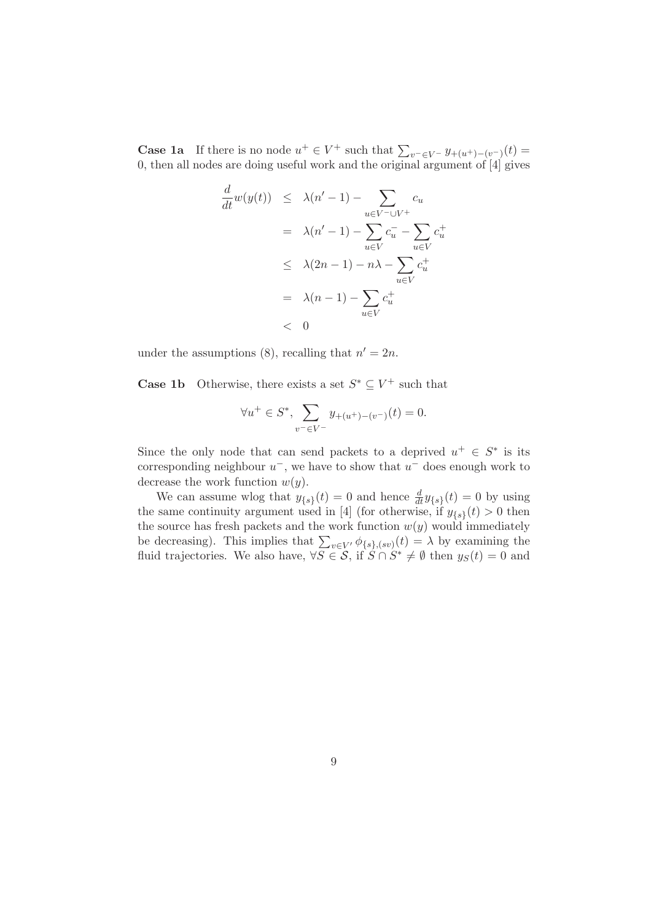**Case 1a** If there is no node $u^+ \in V^+$ such that $\sum_{v^- \in V^-} y_{+(u^+)-(v^-)}(t) = 0$, then all nodes are doing useful work and the original argument of [4] gives

$$
\begin{aligned}
\frac{d}{dt} w(y(t)) &\leq \lambda(n' - 1) - \sum_{u \in V^- \cup V^+} c_u \\
&= \lambda(n' - 1) - \sum_{u \in V} c_u^- - \sum_{u \in V} c_u^+ \\
&\leq \lambda(2n - 1) - n\lambda - \sum_{u \in V} c_u^+ \\
&= \lambda(n - 1) - \sum_{u \in V} c_u^+ \\
&< 0
\end{aligned}
$$

under the assumptions (8), recalling that $n' = 2n$.

**Case 1b** Otherwise, there exists a set $S^* \subseteq V^+$ such that

$$
\forall u^+ \in S^*, \sum_{v^- \in V^-} y_{+(u^+)-(v^-)}(t) = 0.
$$

Since the only node that can send packets to a deprived $u^+ \in S^*$ is its corresponding neighbour $u^-$, we have to show that $u^-$ does enough work to decrease the work function $w(y)$.

We can assume wlog that $y_{\{s\}}(t) = 0$ and hence $\frac{d}{dt} y_{\{s\}}(t) = 0$ by using the same continuity argument used in [4] (for otherwise, if $y_{\{s\}}(t) > 0$ then the source has fresh packets and the work function $w(y)$ would immediately be decreasing). This implies that $\sum_{v \in V'} \phi_{\{s\},(sv)}(t) = \lambda$ by examining the fluid trajectories. We also have, $\forall S \in \mathcal{S}$, if $S \cap S^* \neq \emptyset$ then $y_S(t) = 0$ and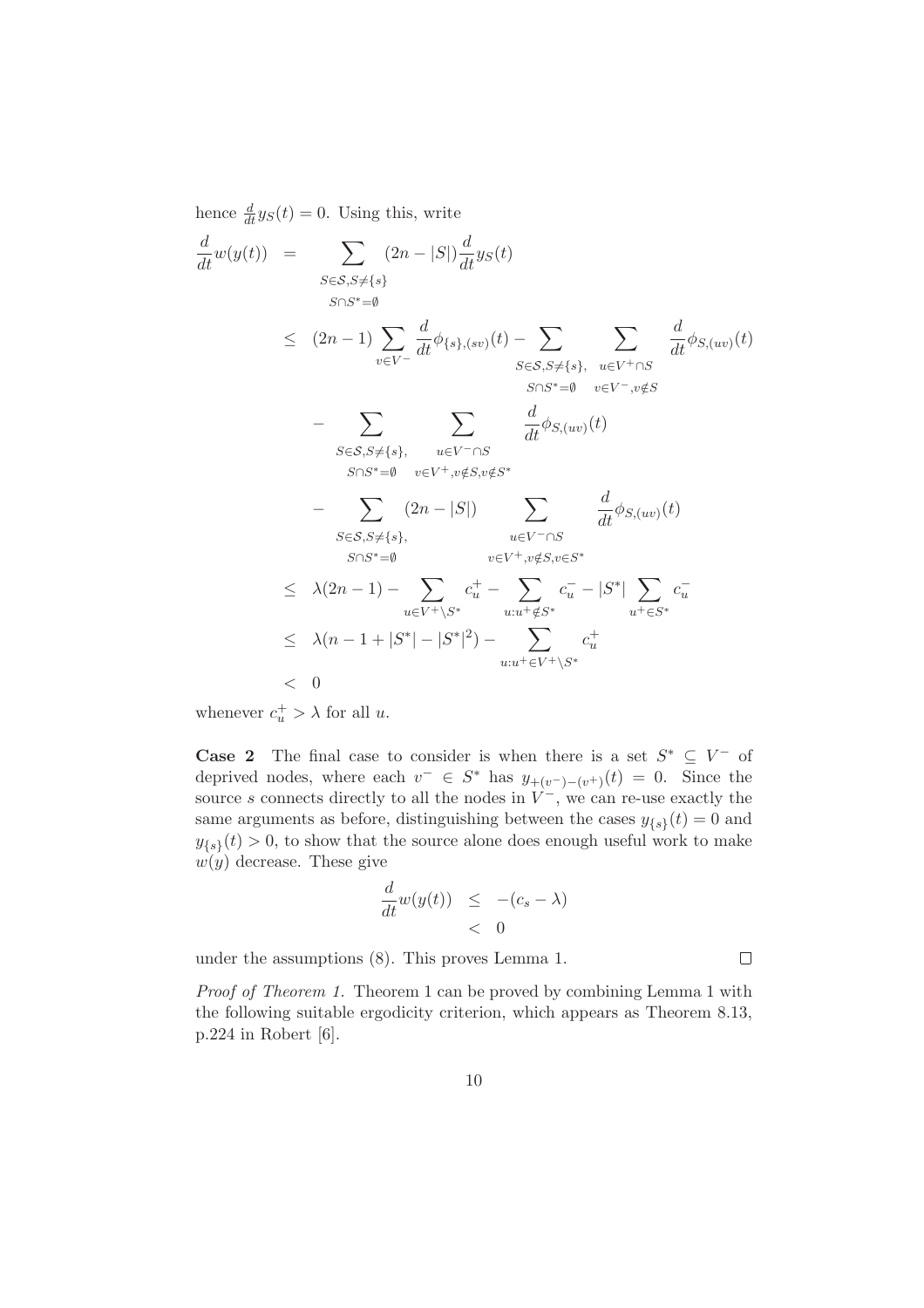hence $\frac{d}{dt}y_S(t) = 0$. Using this, write

$$
\begin{aligned}
\frac{d}{dt}w(y(t)) &= \sum_{\substack{S\in\mathcal{S}, S\neq\{s\} \\ S\cap S^*=\emptyset}} (2n-|S|)\frac{d}{dt}y_S(t) \\
&\leq (2n-1)\sum_{v\in V^-}\frac{d}{dt}\phi_{\{s\},(sv)}(t) - \sum_{\substack{S\in\mathcal{S}, S\neq\{s\}, \\ S\cap S^*=\emptyset}} \sum_{\substack{u\in V^+\cap S \\ v\in V^-, v\notin S}} \frac{d}{dt}\phi_{S,(uv)}(t) \\
&\quad - \sum_{\substack{S\in\mathcal{S}, S\neq\{s\}, \\ S\cap S^*=\emptyset}} \sum_{\substack{u\in V^-\cap S \\ v\in V^+, v\notin S, v\notin S^*}} \frac{d}{dt}\phi_{S,(uv)}(t) \\
&\quad - \sum_{\substack{S\in\mathcal{S}, S\neq\{s\}, \\ S\cap S^*=\emptyset}} (2n-|S|) \sum_{\substack{u\in V^-\cap S \\ v\in V^+, v\notin S, v\in S^*}} \frac{d}{dt}\phi_{S,(uv)}(t) \\
&\leq \lambda(2n-1) - \sum_{u\in V^+\setminus S^*} c_u^+ - \sum_{u:u^+\notin S^*} c_u^- - |S^*|\sum_{u^+\in S^*} c_u^- \\
&\leq \lambda(n-1+|S^*|-|S^*|^2) - \sum_{u:u^+\in V^+\setminus S^*} c_u^+ \\
&< 0
\end{aligned}
$$

whenever $c_u^+ > \lambda$ for all $u$.

**Case 2** The final case to consider is when there is a set $S^* \subseteq V^-$ of deprived nodes, where each $v^- \in S^*$ has $y_{+(v^-)-(v^+)}(t) = 0$. Since the source $s$ connects directly to all the nodes in $V^-$, we can re-use exactly the same arguments as before, distinguishing between the cases $y_{\{s\}}(t) = 0$ and $y_{\{s\}}(t) > 0$, to show that the source alone does enough useful work to make $w(y)$ decrease. These give

$$
\begin{aligned}
\frac{d}{dt}w(y(t)) &\leq -(c_s - \lambda) \\
&< 0
\end{aligned}
$$

under the assumptions (8). This proves Lemma 1. $\square$

*Proof of Theorem 1.* Theorem 1 can be proved by combining Lemma 1 with the following suitable ergodicity criterion, which appears as Theorem 8.13, p.224 in Robert [6].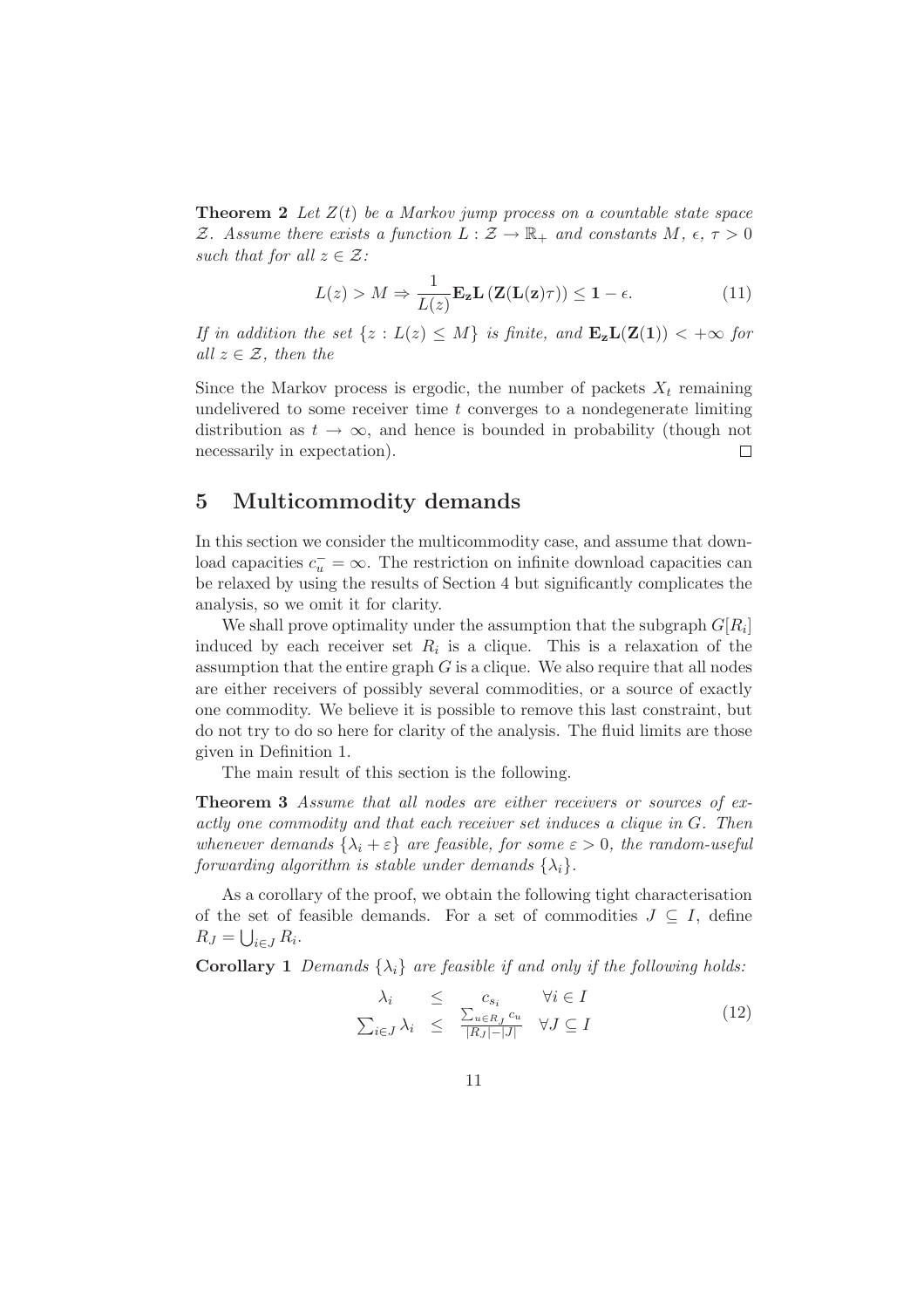**Theorem 2** *Let $Z(t)$ be a Markov jump process on a countable state space $\mathcal{Z}$. Assume there exists a function $L : \mathcal{Z} \to \mathbb{R}_+$ and constants $M$, $\epsilon$, $\tau > 0$ such that for all $z \in \mathcal{Z}$:*

$$L(z) > M \Rightarrow \frac{1}{L(z)} \mathbf{E_z L}\left(\mathbf{Z}(\mathbf{L}(\mathbf{z})\tau)\right) \leq \mathbf{1} - \epsilon. \tag{11}$$

*If in addition the set $\{z : L(z) \leq M\}$ is finite, and $\mathbf{E_z L}(\mathbf{Z}(\mathbf{1})) < +\infty$ for all $z \in \mathcal{Z}$, then the*

Since the Markov process is ergodic, the number of packets $X_t$ remaining undelivered to some receiver time $t$ converges to a nondegenerate limiting distribution as $t \to \infty$, and hence is bounded in probability (though not necessarily in expectation). □

## 5 Multicommodity demands

In this section we consider the multicommodity case, and assume that download capacities $c_u^- = \infty$. The restriction on infinite download capacities can be relaxed by using the results of Section 4 but significantly complicates the analysis, so we omit it for clarity.

We shall prove optimality under the assumption that the subgraph $G[R_i]$ induced by each receiver set $R_i$ is a clique. This is a relaxation of the assumption that the entire graph $G$ is a clique. We also require that all nodes are either receivers of possibly several commodities, or a source of exactly one commodity. We believe it is possible to remove this last constraint, but do not try to do so here for clarity of the analysis. The fluid limits are those given in Definition 1.

The main result of this section is the following.

**Theorem 3** *Assume that all nodes are either receivers or sources of exactly one commodity and that each receiver set induces a clique in $G$. Then whenever demands $\{\lambda_i + \varepsilon\}$ are feasible, for some $\varepsilon > 0$, the random-useful forwarding algorithm is stable under demands $\{\lambda_i\}$.*

As a corollary of the proof, we obtain the following tight characterisation of the set of feasible demands. For a set of commodities $J \subseteq I$, define $R_J = \bigcup_{i \in J} R_i$.

**Corollary 1** *Demands $\{\lambda_i\}$ are feasible if and only if the following holds:*

$$\begin{array}{rcll} \lambda_i & \leq & c_{s_i} & \forall i \in I \\ \sum_{i \in J} \lambda_i & \leq & \frac{\sum_{u \in R_J} c_u}{|R_J| - |J|} & \forall J \subseteq I \end{array} \tag{12}$$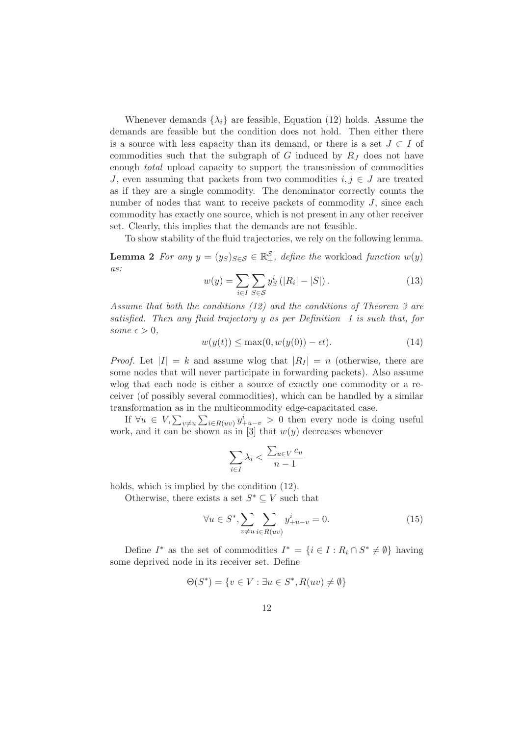Whenever demands $\{\lambda_i\}$ are feasible, Equation (12) holds. Assume the demands are feasible but the condition does not hold. Then either there is a source with less capacity than its demand, or there is a set $J \subset I$ of commodities such that the subgraph of $G$ induced by $R_J$ does not have enough *total* upload capacity to support the transmission of commodities $J$, even assuming that packets from two commodities $i, j \in J$ are treated as if they are a single commodity. The denominator correctly counts the number of nodes that want to receive packets of commodity $J$, since each commodity has exactly one source, which is not present in any other receiver set. Clearly, this implies that the demands are not feasible.

To show stability of the fluid trajectories, we rely on the following lemma.

**Lemma 2** *For any $y = (y_S)_{S \in \mathcal{S}} \in \mathbb{R}_+^{\mathcal{S}}$, define the* workload *function $w(y)$ as:*

$$w(y) = \sum_{i \in I} \sum_{S \in \mathcal{S}} y_S^i \left( |R_i| - |S| \right). \tag{13}$$

*Assume that both the conditions (12) and the conditions of Theorem 3 are satisfied. Then any fluid trajectory $y$ as per Definition 1 is such that, for some $\epsilon > 0$,*

$$w(y(t)) \leq \max(0, w(y(0)) - \epsilon t). \tag{14}$$

*Proof.* Let $|I| = k$ and assume wlog that $|R_I| = n$ (otherwise, there are some nodes that will never participate in forwarding packets). Also assume wlog that each node is either a source of exactly one commodity or a receiver (of possibly several commodities), which can be handled by a similar transformation as in the multicommodity edge-capacitated case.

If $\forall u \in V, \sum_{v \neq u} \sum_{i \in R(uv)} y^i_{+u-v} > 0$ then every node is doing useful work, and it can be shown as in [3] that $w(y)$ decreases whenever

$$\sum_{i \in I} \lambda_i < \frac{\sum_{u \in V} c_u}{n-1}$$

holds, which is implied by the condition (12).

Otherwise, there exists a set $S^* \subseteq V$ such that

$$\forall u \in S^*, \sum_{v \neq u} \sum_{i \in R(uv)} y^i_{+u-v} = 0. \tag{15}$$

Define $I^*$ as the set of commodities $I^* = \{i \in I : R_i \cap S^* \neq \emptyset\}$ having some deprived node in its receiver set. Define

$$\Theta(S^*) = \{v \in V : \exists u \in S^*, R(uv) \neq \emptyset\}$$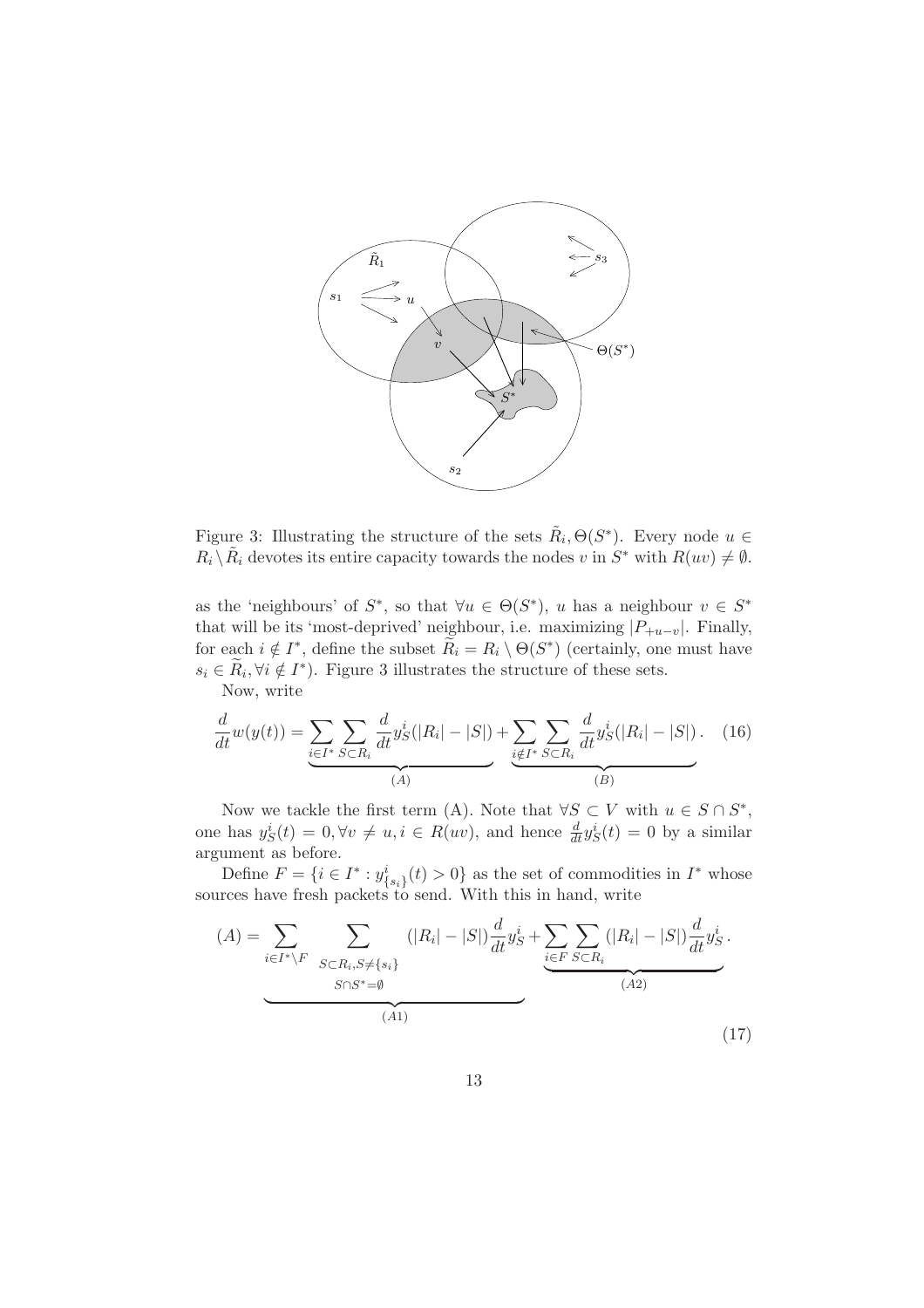Figure 3: Illustrating the structure of the sets $\tilde{R}_i, \Theta(S^*)$. Every node $u \in R_i \setminus \tilde{R}_i$ devotes its entire capacity towards the nodes $v$ in $S^*$ with $R(uv) \neq \emptyset$.

as the 'neighbours' of $S^*$, so that $\forall u \in \Theta(S^*)$, $u$ has a neighbour $v \in S^*$ that will be its 'most-deprived' neighbour, i.e. maximizing $|P_{+u-v}|$. Finally, for each $i \notin I^*$, define the subset $\widetilde{R}_i = R_i \setminus \Theta(S^*)$ (certainly, one must have $s_i \in \widetilde{R}_i, \forall i \notin I^*$). Figure 3 illustrates the structure of these sets.

Now, write

$$\frac{d}{dt}w(y(t)) = \underbrace{\sum_{i \in I^*} \sum_{S \subset R_i} \frac{d}{dt} y_S^i (|R_i| - |S|)}_{(A)} + \underbrace{\sum_{i \notin I^*} \sum_{S \subset R_i} \frac{d}{dt} y_S^i (|R_i| - |S|)}_{(B)}. \quad (16)$$

Now we tackle the first term (A). Note that $\forall S \subset V$ with $u \in S \cap S^*$, one has $y_S^i(t) = 0, \forall v \neq u, i \in R(uv)$, and hence $\frac{d}{dt} y_S^i(t) = 0$ by a similar argument as before.

Define $F = \{i \in I^* : y^i_{\{s_i\}}(t) > 0\}$ as the set of commodities in $I^*$ whose sources have fresh packets to send. With this in hand, write

$$(A) = \underbrace{\sum_{i \in I^* \setminus F} \sum_{\substack{S \subset R_i, S \neq \{s_i\} \\ S \cap S^* = \emptyset}} (|R_i| - |S|) \frac{d}{dt} y_S^i}_{(A1)} + \underbrace{\sum_{i \in F} \sum_{S \subset R_i} (|R_i| - |S|) \frac{d}{dt} y_S^i}_{(A2)}. \quad (17)$$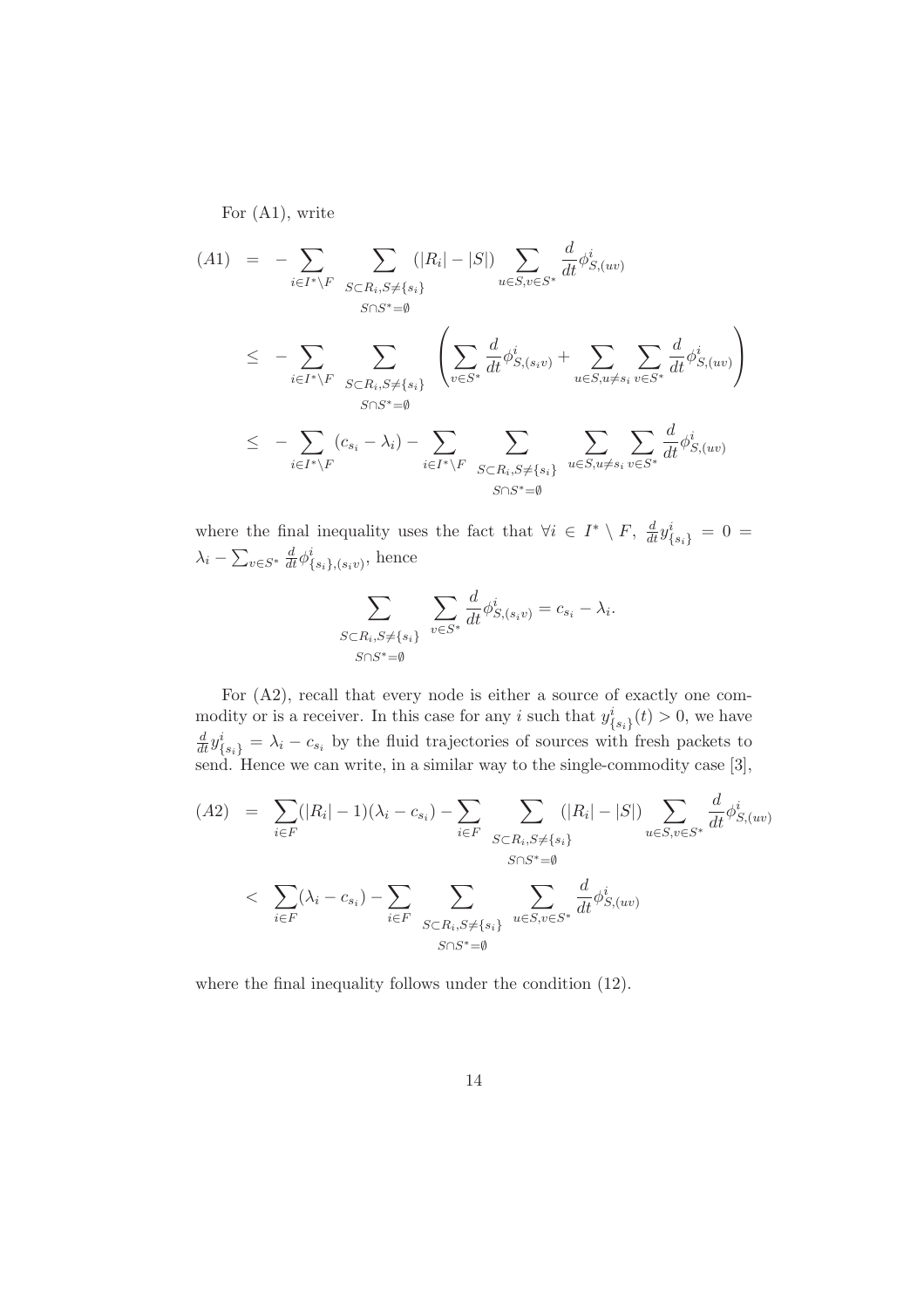For (A1), write

$$
\begin{aligned}
(A1) &= -\sum_{i \in I^* \setminus F} \sum_{\substack{S \subset R_i, S \neq \{s_i\} \\ S \cap S^* = \emptyset}} (|R_i| - |S|) \sum_{u \in S, v \in S^*} \frac{d}{dt} \phi^i_{S,(uv)} \\
&\leq -\sum_{i \in I^* \setminus F} \sum_{\substack{S \subset R_i, S \neq \{s_i\} \\ S \cap S^* = \emptyset}} \left( \sum_{v \in S^*} \frac{d}{dt} \phi^i_{S,(s_i v)} + \sum_{u \in S, u \neq s_i} \sum_{v \in S^*} \frac{d}{dt} \phi^i_{S,(uv)} \right) \\
&\leq -\sum_{i \in I^* \setminus F} (c_{s_i} - \lambda_i) - \sum_{i \in I^* \setminus F} \sum_{\substack{S \subset R_i, S \neq \{s_i\} \\ S \cap S^* = \emptyset}} \sum_{u \in S, u \neq s_i} \sum_{v \in S^*} \frac{d}{dt} \phi^i_{S,(uv)}
\end{aligned}
$$

where the final inequality uses the fact that $\forall i \in I^* \setminus F$, $\frac{d}{dt} y^i_{\{s_i\}} = 0 = \lambda_i - \sum_{v \in S^*} \frac{d}{dt} \phi^i_{\{s_i\},(s_i v)}$, hence

$$
\sum_{\substack{S \subset R_i, S \neq \{s_i\} \\ S \cap S^* = \emptyset}} \sum_{v \in S^*} \frac{d}{dt} \phi^i_{S,(s_i v)} = c_{s_i} - \lambda_i.
$$

For (A2), recall that every node is either a source of exactly one commodity or is a receiver. In this case for any $i$ such that $y^i_{\{s_i\}}(t) > 0$, we have $\frac{d}{dt} y^i_{\{s_i\}} = \lambda_i - c_{s_i}$ by the fluid trajectories of sources with fresh packets to send. Hence we can write, in a similar way to the single-commodity case [3],

$$
\begin{aligned}
(A2) &= \sum_{i \in F} (|R_i| - 1)(\lambda_i - c_{s_i}) - \sum_{i \in F} \sum_{\substack{S \subset R_i, S \neq \{s_i\} \\ S \cap S^* = \emptyset}} (|R_i| - |S|) \sum_{u \in S, v \in S^*} \frac{d}{dt} \phi^i_{S,(uv)} \\
&< \sum_{i \in F} (\lambda_i - c_{s_i}) - \sum_{i \in F} \sum_{\substack{S \subset R_i, S \neq \{s_i\} \\ S \cap S^* = \emptyset}} \sum_{u \in S, v \in S^*} \frac{d}{dt} \phi^i_{S,(uv)}
\end{aligned}
$$

where the final inequality follows under the condition (12).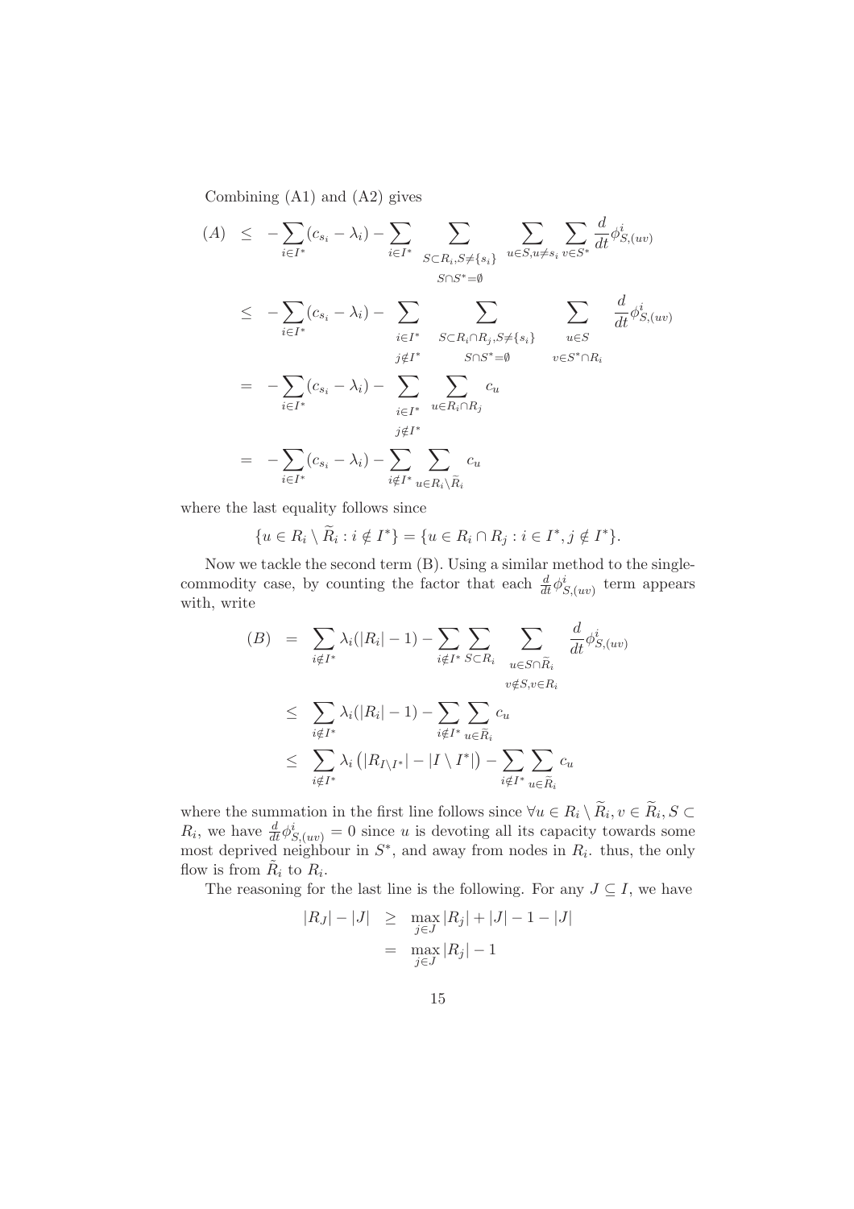Combining (A1) and (A2) gives

$$
\begin{aligned}
(A) &\leq -\sum_{i\in I^*}(c_{s_i}-\lambda_i) - \sum_{i\in I^*} \sum_{\substack{S\subset R_i, S\neq\{s_i\}\\ S\cap S^*=\emptyset}} \sum_{u\in S, u\neq s_i} \sum_{v\in S^*} \frac{d}{dt}\phi^i_{S,(uv)} \\
&\leq -\sum_{i\in I^*}(c_{s_i}-\lambda_i) - \sum_{\substack{i\in I^*\\ j\notin I^*}} \sum_{\substack{S\subset R_i\cap R_j, S\neq\{s_i\}\\ S\cap S^*=\emptyset}} \sum_{\substack{u\in S\\ v\in S^*\cap R_i}} \frac{d}{dt}\phi^i_{S,(uv)} \\
&= -\sum_{i\in I^*}(c_{s_i}-\lambda_i) - \sum_{\substack{i\in I^*\\ j\notin I^*}} \sum_{u\in R_i\cap R_j} c_u \\
&= -\sum_{i\in I^*}(c_{s_i}-\lambda_i) - \sum_{i\notin I^*} \sum_{u\in R_i\setminus \widetilde{R}_i} c_u
\end{aligned}
$$

where the last equality follows since

$$
\{u\in R_i\setminus \widetilde{R}_i : i\notin I^*\} = \{u\in R_i\cap R_j : i\in I^*, j\notin I^*\}.
$$

Now we tackle the second term (B). Using a similar method to the single-commodity case, by counting the factor that each $\frac{d}{dt}\phi^i_{S,(uv)}$ term appears with, write

$$
\begin{aligned}
(B) &= \sum_{i\notin I^*}\lambda_i(|R_i|-1) - \sum_{i\notin I^*}\sum_{S\subset R_i} \sum_{\substack{u\in S\cap \widetilde{R}_i\\ v\notin S, v\in R_i}} \frac{d}{dt}\phi^i_{S,(uv)} \\
&\leq \sum_{i\notin I^*}\lambda_i(|R_i|-1) - \sum_{i\notin I^*}\sum_{u\in \widetilde{R}_i} c_u \\
&\leq \sum_{i\notin I^*}\lambda_i\left(|R_{I\setminus I^*}| - |I\setminus I^*|\right) - \sum_{i\notin I^*}\sum_{u\in \widetilde{R}_i} c_u
\end{aligned}
$$

where the summation in the first line follows since $\forall u\in R_i\setminus\widetilde{R}_i, v\in \widetilde{R}_i, S\subset R_i$, we have $\frac{d}{dt}\phi^i_{S,(uv)}=0$ since $u$ is devoting all its capacity towards some most deprived neighbour in $S^*$, and away from nodes in $R_i$. thus, the only flow is from $\tilde{R}_i$ to $R_i$.

The reasoning for the last line is the following. For any $J\subseteq I$, we have

$$
\begin{aligned}
|R_J| - |J| &\geq \max_{j\in J}|R_j| + |J| - 1 - |J| \\
&= \max_{j\in J}|R_j| - 1
\end{aligned}
$$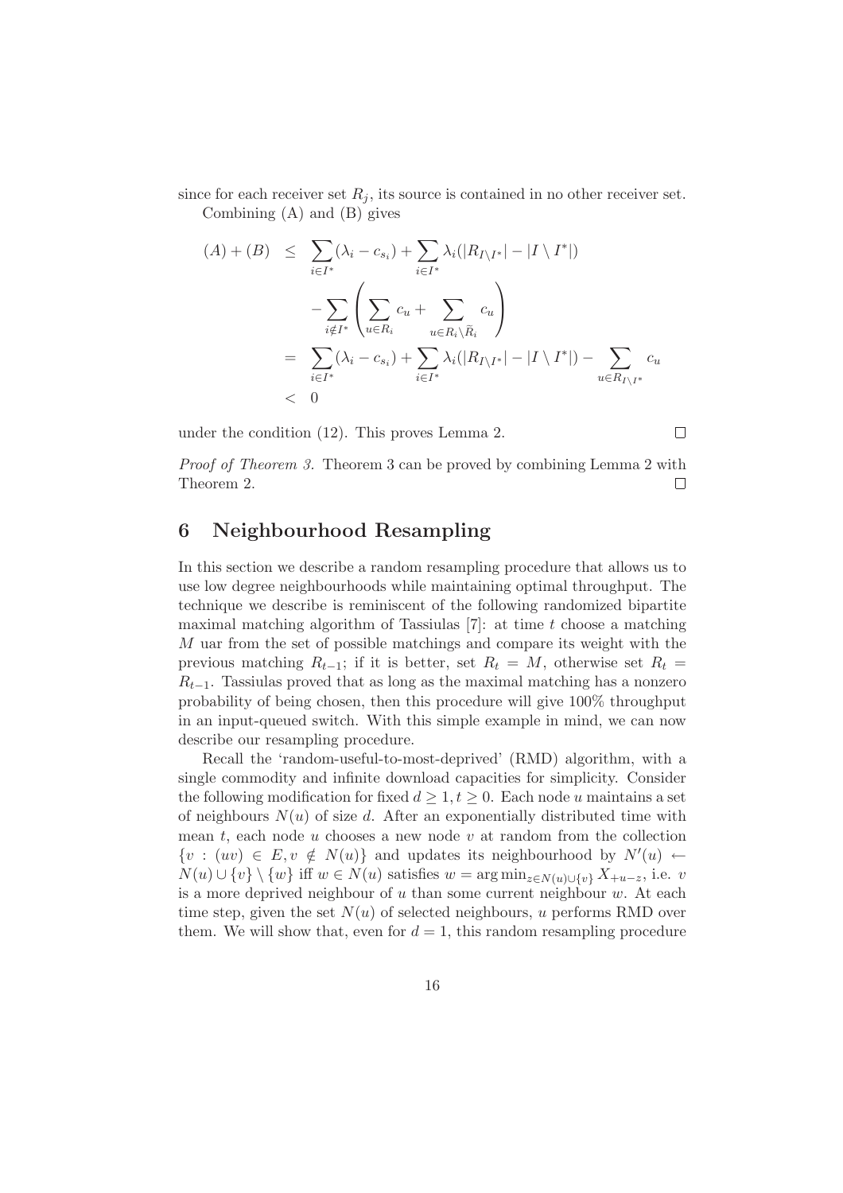since for each receiver set $R_j$, its source is contained in no other receiver set.

Combining (A) and (B) gives

$$
\begin{aligned}
(A)+(B) &\leq \sum_{i\in I^*}(\lambda_i - c_{s_i}) + \sum_{i\in I^*}\lambda_i(|R_{I\setminus I^*}| - |I\setminus I^*|) \\
&\quad - \sum_{i\notin I^*}\left(\sum_{u\in R_i} c_u + \sum_{u\in R_i\setminus \bar{R}_i} c_u\right) \\
&= \sum_{i\in I^*}(\lambda_i - c_{s_i}) + \sum_{i\in I^*}\lambda_i(|R_{I\setminus I^*}| - |I\setminus I^*|) - \sum_{u\in R_{I\setminus I^*}} c_u \\
&< 0
\end{aligned}
$$

under the condition (12). This proves Lemma 2. □

*Proof of Theorem 3.* Theorem 3 can be proved by combining Lemma 2 with Theorem 2. □

## 6 Neighbourhood Resampling

In this section we describe a random resampling procedure that allows us to use low degree neighbourhoods while maintaining optimal throughput. The technique we describe is reminiscent of the following randomized bipartite maximal matching algorithm of Tassiulas [7]: at time $t$ choose a matching $M$ uar from the set of possible matchings and compare its weight with the previous matching $R_{t-1}$; if it is better, set $R_t = M$, otherwise set $R_t = R_{t-1}$. Tassiulas proved that as long as the maximal matching has a nonzero probability of being chosen, then this procedure will give 100% throughput in an input-queued switch. With this simple example in mind, we can now describe our resampling procedure.

Recall the 'random-useful-to-most-deprived' (RMD) algorithm, with a single commodity and infinite download capacities for simplicity. Consider the following modification for fixed $d \geq 1, t \geq 0$. Each node $u$ maintains a set of neighbours $N(u)$ of size $d$. After an exponentially distributed time with mean $t$, each node $u$ chooses a new node $v$ at random from the collection $\{v : (uv) \in E, v \notin N(u)\}$ and updates its neighbourhood by $N'(u) \leftarrow N(u) \cup \{v\} \setminus \{w\}$ iff $w \in N(u)$ satisfies $w = \arg\min_{z\in N(u)\cup\{v\}} X_{+u-z}$, i.e. $v$ is a more deprived neighbour of $u$ than some current neighbour $w$. At each time step, given the set $N(u)$ of selected neighbours, $u$ performs RMD over them. We will show that, even for $d = 1$, this random resampling procedure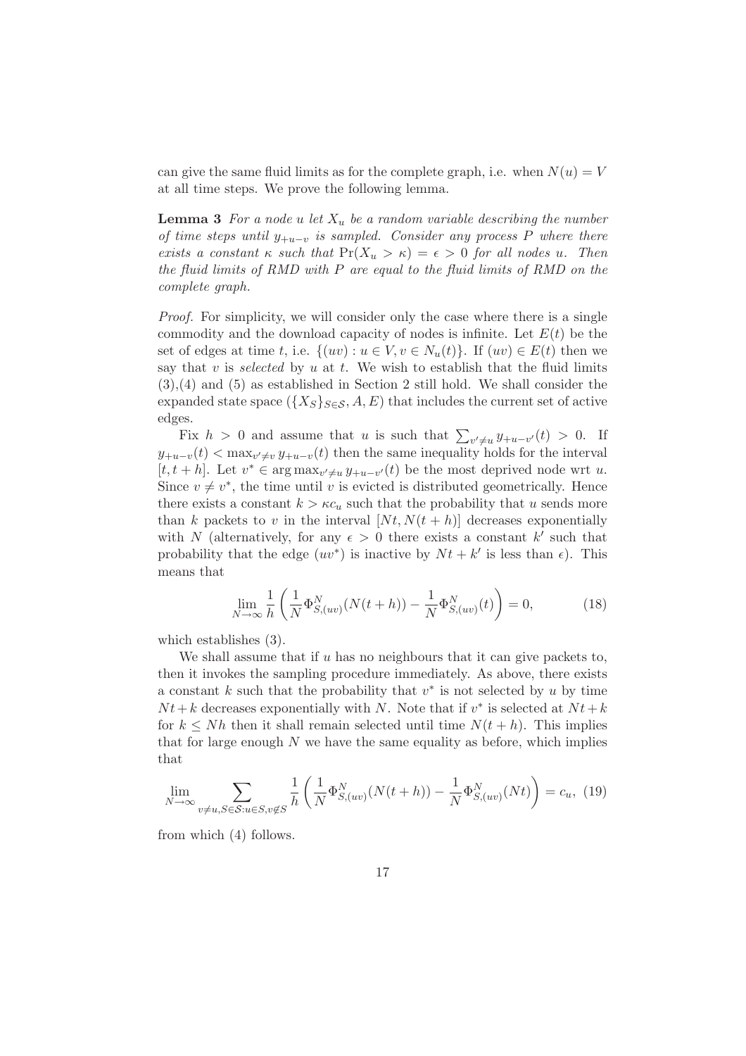can give the same fluid limits as for the complete graph, i.e. when $N(u) = V$ at all time steps. We prove the following lemma.

**Lemma 3** *For a node $u$ let $X_u$ be a random variable describing the number of time steps until $y_{+u-v}$ is sampled. Consider any process $P$ where there exists a constant $\kappa$ such that $\Pr(X_u > \kappa) = \epsilon > 0$ for all nodes $u$. Then the fluid limits of RMD with $P$ are equal to the fluid limits of RMD on the complete graph.*

*Proof.* For simplicity, we will consider only the case where there is a single commodity and the download capacity of nodes is infinite. Let $E(t)$ be the set of edges at time $t$, i.e. $\{(uv) : u \in V, v \in N_u(t)\}$. If $(uv) \in E(t)$ then we say that $v$ is *selected* by $u$ at $t$. We wish to establish that the fluid limits (3),(4) and (5) as established in Section 2 still hold. We shall consider the expanded state space $(\{X_S\}_{S \in \mathcal{S}}, A, E)$ that includes the current set of active edges.

Fix $h > 0$ and assume that $u$ is such that $\sum_{v' \neq u} y_{+u-v'}(t) > 0$. If $y_{+u-v}(t) < \max_{v' \neq v} y_{+u-v}(t)$ then the same inequality holds for the interval $[t, t+h]$. Let $v^* \in \arg\max_{v' \neq u} y_{+u-v'}(t)$ be the most deprived node wrt $u$. Since $v \neq v^*$, the time until $v$ is evicted is distributed geometrically. Hence there exists a constant $k > \kappa c_u$ such that the probability that $u$ sends more than $k$ packets to $v$ in the interval $[Nt, N(t+h)]$ decreases exponentially with $N$ (alternatively, for any $\epsilon > 0$ there exists a constant $k'$ such that probability that the edge $(uv^*)$ is inactive by $Nt + k'$ is less than $\epsilon$). This means that

$$\lim_{N \to \infty} \frac{1}{h} \left( \frac{1}{N} \Phi^N_{S,(uv)}(N(t+h)) - \frac{1}{N} \Phi^N_{S,(uv)}(t) \right) = 0, \tag{18}$$

which establishes (3).

We shall assume that if $u$ has no neighbours that it can give packets to, then it invokes the sampling procedure immediately. As above, there exists a constant $k$ such that the probability that $v^*$ is not selected by $u$ by time $Nt + k$ decreases exponentially with $N$. Note that if $v^*$ is selected at $Nt + k$ for $k \leq Nh$ then it shall remain selected until time $N(t+h)$. This implies that for large enough $N$ we have the same equality as before, which implies that

$$\lim_{N \to \infty} \sum_{v \neq u, S \in \mathcal{S} : u \in S, v \notin S} \frac{1}{h} \left( \frac{1}{N} \Phi^N_{S,(uv)}(N(t+h)) - \frac{1}{N} \Phi^N_{S,(uv)}(Nt) \right) = c_u, \tag{19}$$

from which (4) follows.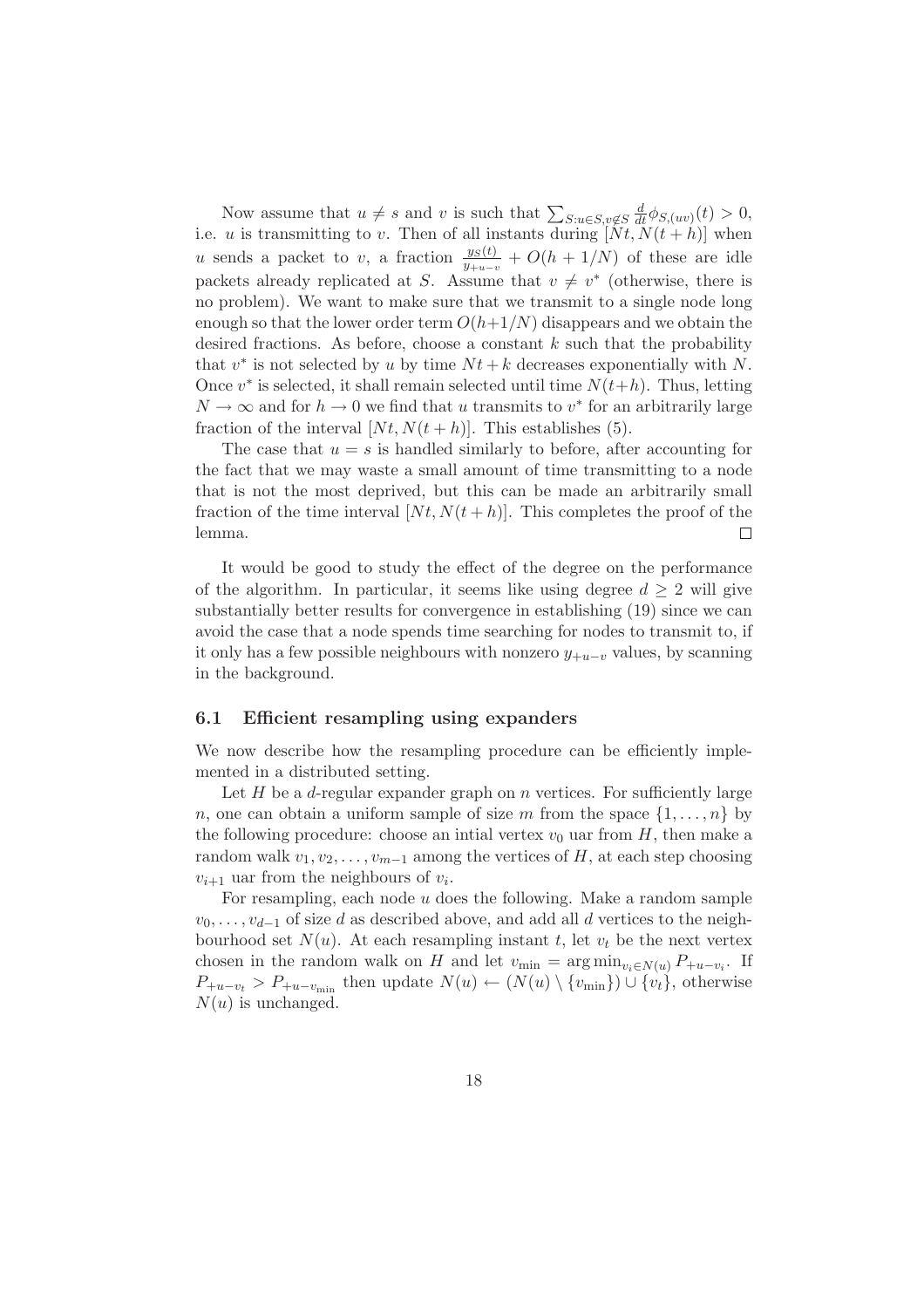Now assume that $u \neq s$ and $v$ is such that $\sum_{S:u\in S, v\notin S} \frac{d}{dt}\phi_{S,(uv)}(t) > 0$, i.e. $u$ is transmitting to $v$. Then of all instants during $[Nt, N(t+h)]$ when $u$ sends a packet to $v$, a fraction $\frac{y_S(t)}{y_{+u-v}} + O(h + 1/N)$ of these are idle packets already replicated at $S$. Assume that $v \neq v^*$ (otherwise, there is no problem). We want to make sure that we transmit to a single node long enough so that the lower order term $O(h+1/N)$ disappears and we obtain the desired fractions. As before, choose a constant $k$ such that the probability that $v^*$ is not selected by $u$ by time $Nt + k$ decreases exponentially with $N$. Once $v^*$ is selected, it shall remain selected until time $N(t+h)$. Thus, letting $N \to \infty$ and for $h \to 0$ we find that $u$ transmits to $v^*$ for an arbitrarily large fraction of the interval $[Nt, N(t+h)]$. This establishes (5).

The case that $u = s$ is handled similarly to before, after accounting for the fact that we may waste a small amount of time transmitting to a node that is not the most deprived, but this can be made an arbitrarily small fraction of the time interval $[Nt, N(t+h)]$. This completes the proof of the lemma. □

It would be good to study the effect of the degree on the performance of the algorithm. In particular, it seems like using degree $d \geq 2$ will give substantially better results for convergence in establishing (19) since we can avoid the case that a node spends time searching for nodes to transmit to, if it only has a few possible neighbours with nonzero $y_{+u-v}$ values, by scanning in the background.

### 6.1 Efficient resampling using expanders

We now describe how the resampling procedure can be efficiently implemented in a distributed setting.

Let $H$ be a $d$-regular expander graph on $n$ vertices. For sufficiently large $n$, one can obtain a uniform sample of size $m$ from the space $\{1, \dots, n\}$ by the following procedure: choose an intial vertex $v_0$ uar from $H$, then make a random walk $v_1, v_2, \dots, v_{m-1}$ among the vertices of $H$, at each step choosing $v_{i+1}$ uar from the neighbours of $v_i$.

For resampling, each node $u$ does the following. Make a random sample $v_0, \dots, v_{d-1}$ of size $d$ as described above, and add all $d$ vertices to the neighbourhood set $N(u)$. At each resampling instant $t$, let $v_t$ be the next vertex chosen in the random walk on $H$ and let $v_{\min} = \arg\min_{v_i \in N(u)} P_{+u-v_i}$. If $P_{+u-v_t} > P_{+u-v_{\min}}$ then update $N(u) \leftarrow (N(u) \setminus \{v_{\min}\}) \cup \{v_t\}$, otherwise $N(u)$ is unchanged.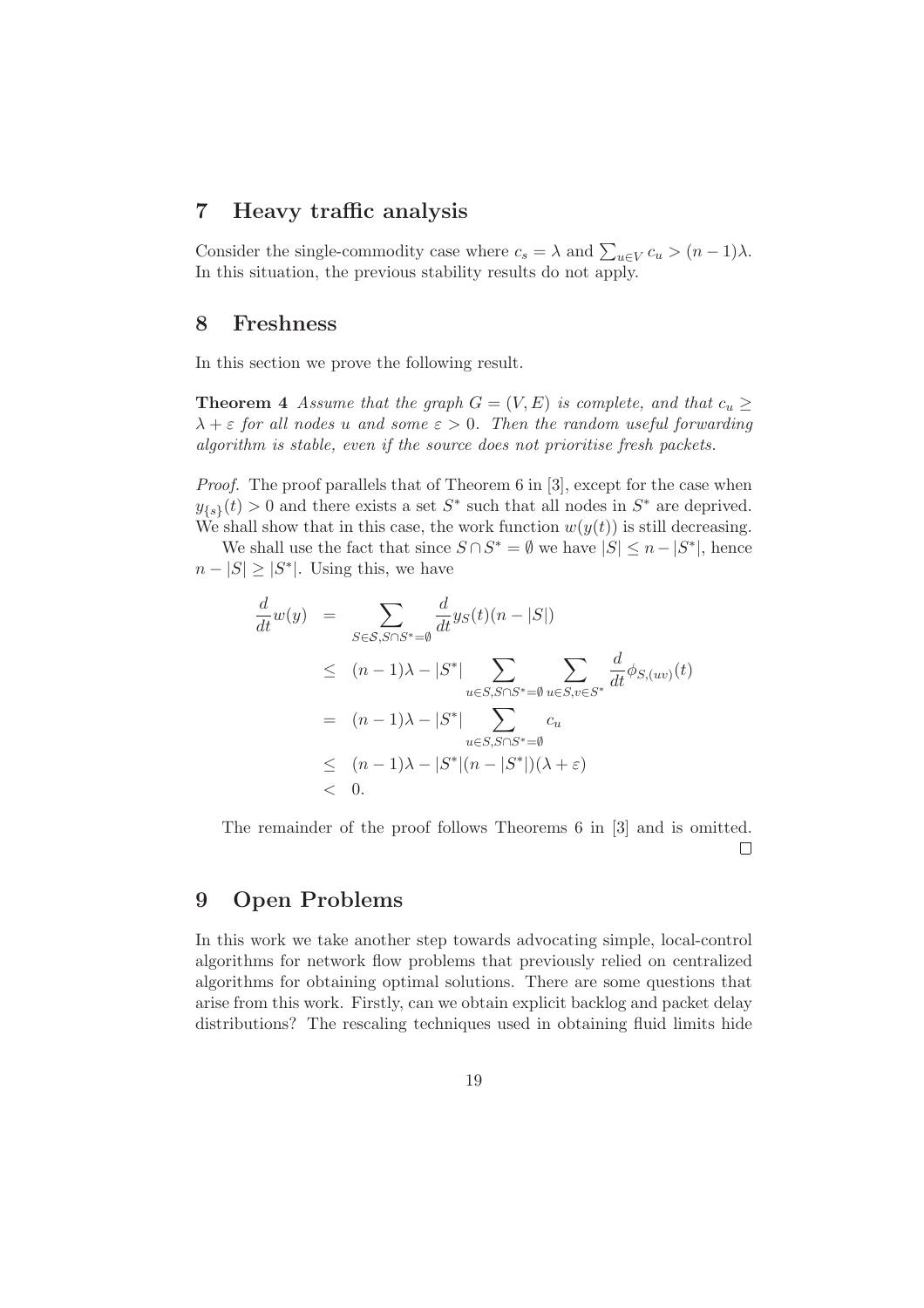## 7 Heavy traffic analysis

Consider the single-commodity case where $c_s = \lambda$ and $\sum_{u \in V} c_u > (n-1)\lambda$. In this situation, the previous stability results do not apply.

## 8 Freshness

In this section we prove the following result.

**Theorem 4** *Assume that the graph $G = (V, E)$ is complete, and that $c_u \geq \lambda + \varepsilon$ for all nodes $u$ and some $\varepsilon > 0$. Then the random useful forwarding algorithm is stable, even if the source does not prioritise fresh packets.*

*Proof.* The proof parallels that of Theorem 6 in [3], except for the case when $y_{\{s\}}(t) > 0$ and there exists a set $S^*$ such that all nodes in $S^*$ are deprived. We shall show that in this case, the work function $w(y(t))$ is still decreasing.

We shall use the fact that since $S \cap S^* = \emptyset$ we have $|S| \leq n - |S^*|$, hence $n - |S| \geq |S^*|$. Using this, we have

$$
\begin{aligned}
\frac{d}{dt} w(y) &= \sum_{S \in \mathcal{S}, S \cap S^* = \emptyset} \frac{d}{dt} y_S(t)(n - |S|) \\
&\leq (n-1)\lambda - |S^*| \sum_{u \in S, S \cap S^* = \emptyset} \sum_{u \in S, v \in S^*} \frac{d}{dt} \phi_{S,(uv)}(t) \\
&= (n-1)\lambda - |S^*| \sum_{u \in S, S \cap S^* = \emptyset} c_u \\
&\leq (n-1)\lambda - |S^*|(n - |S^*|)(\lambda + \varepsilon) \\
&< 0.
\end{aligned}
$$

The remainder of the proof follows Theorems 6 in [3] and is omitted. $\square$

## 9 Open Problems

In this work we take another step towards advocating simple, local-control algorithms for network flow problems that previously relied on centralized algorithms for obtaining optimal solutions. There are some questions that arise from this work. Firstly, can we obtain explicit backlog and packet delay distributions? The rescaling techniques used in obtaining fluid limits hide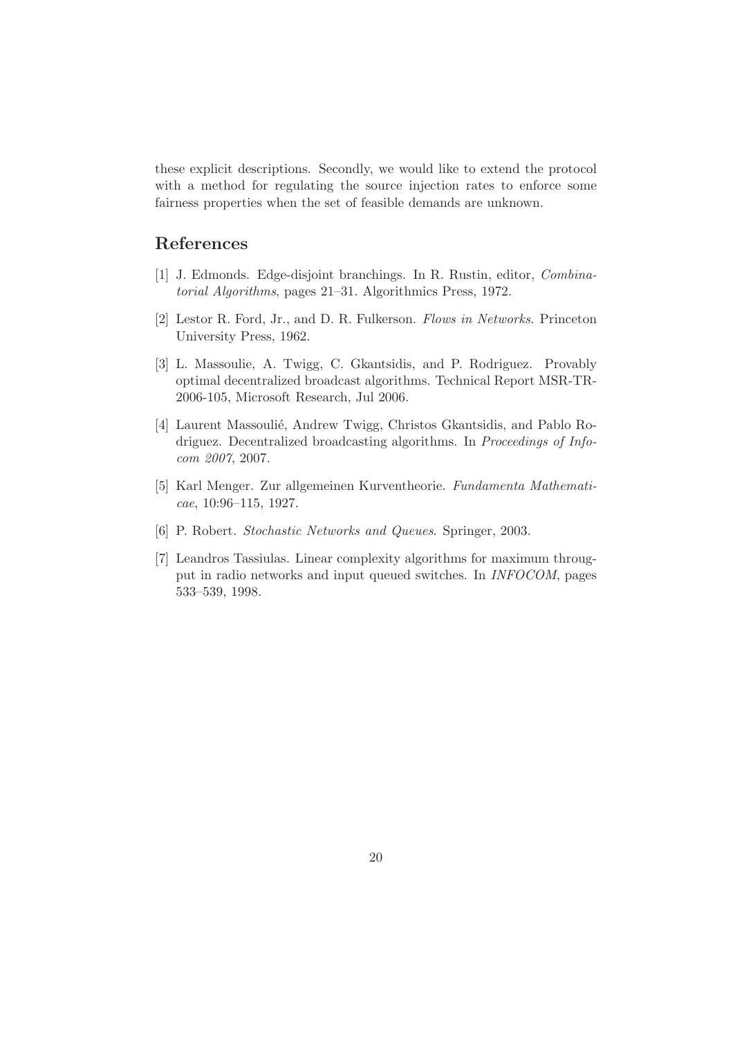these explicit descriptions. Secondly, we would like to extend the protocol with a method for regulating the source injection rates to enforce some fairness properties when the set of feasible demands are unknown.

## References

[1] J. Edmonds. Edge-disjoint branchings. In R. Rustin, editor, *Combinatorial Algorithms*, pages 21–31. Algorithmics Press, 1972.

[2] Lestor R. Ford, Jr., and D. R. Fulkerson. *Flows in Networks*. Princeton University Press, 1962.

[3] L. Massoulie, A. Twigg, C. Gkantsidis, and P. Rodriguez. Provably optimal decentralized broadcast algorithms. Technical Report MSR-TR-2006-105, Microsoft Research, Jul 2006.

[4] Laurent Massoulié, Andrew Twigg, Christos Gkantsidis, and Pablo Rodriguez. Decentralized broadcasting algorithms. In *Proceedings of Infocom 2007*, 2007.

[5] Karl Menger. Zur allgemeinen Kurventheorie. *Fundamenta Mathematicae*, 10:96–115, 1927.

[6] P. Robert. *Stochastic Networks and Queues*. Springer, 2003.

[7] Leandros Tassiulas. Linear complexity algorithms for maximum througput in radio networks and input queued switches. In *INFOCOM*, pages 533–539, 1998.